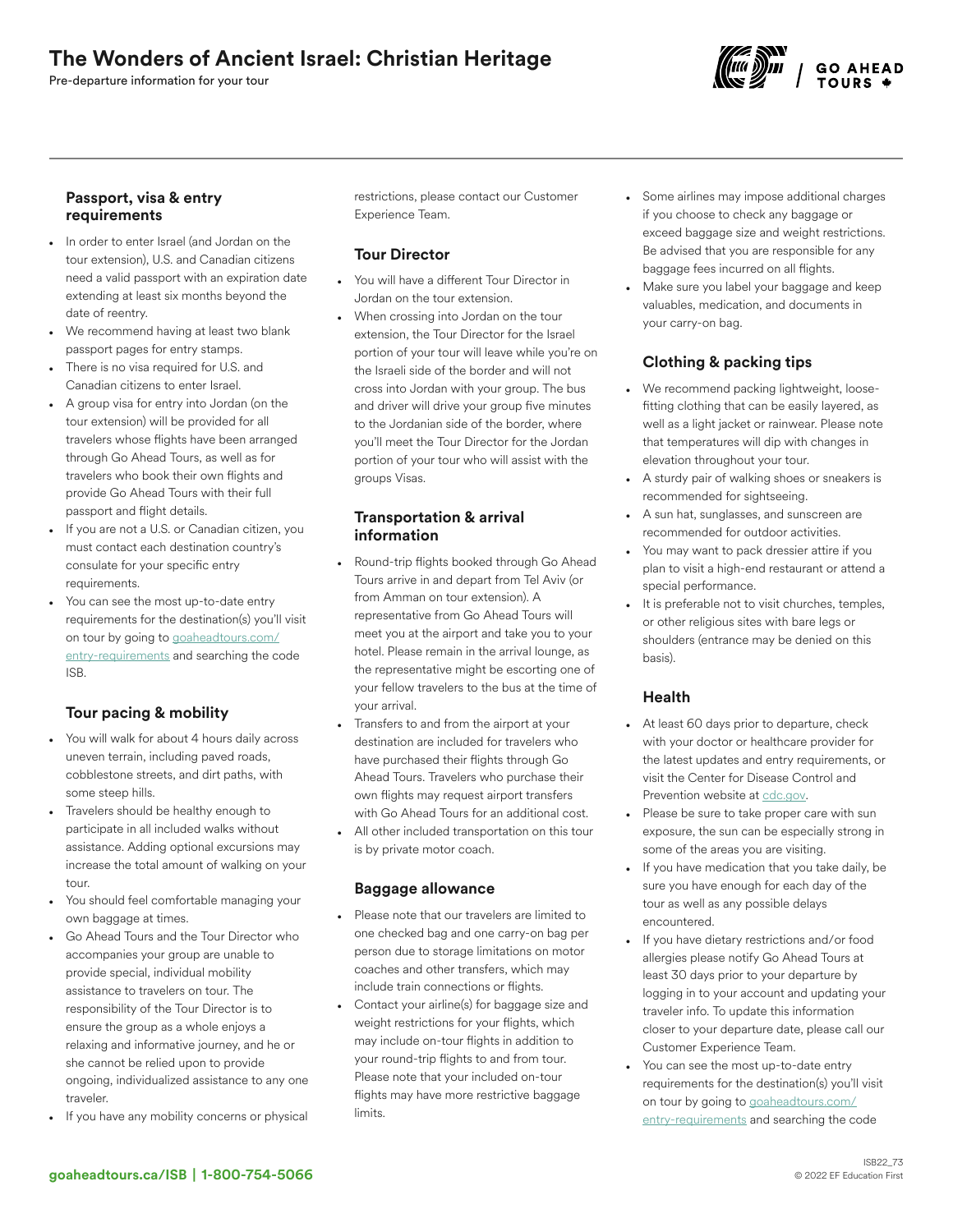# The Wonders of Ancient Israel: Christian Heritage

Pre-departure information for your tour

### Passport, visa & entry requirements

- In order to enter Israel (and Jordan on the tour extension), U.S. and Canadian citizens need a valid passport with an expiration date extending at least six months beyond the date of reentry.
- We recommend having at least two blank passport pages for entry stamps.
- There is no visa required for U.S. and Canadian citizens to enter Israel.
- A group visa for entry into Jordan (on the tour extension) will be provided for all travelers whose flights have been arranged through Go Ahead Tours, as well as for travelers who book their own flights and provide Go Ahead Tours with their full passport and flight details.
- If you are not a U.S. or Canadian citizen, you must contact each destination country's consulate for your specific entry requirements.
- You can see the most up-to-date entry requirements for the destination(s) you'll visit on tour by going to goaheadtours.com/entry-requirements and searching the code ISB.

### Tour pacing & mobility

- You will walk for about 4 hours daily across uneven terrain, including paved roads, cobblestone streets, and dirt paths, with some steep hills.
- Travelers should be healthy enough to participate in all included walks without assistance. Adding optional excursions may increase the total amount of walking on your tour.
- You should feel comfortable managing your own baggage at times.
- Go Ahead Tours and the Tour Director who accompanies your group are unable to provide special, individual mobility assistance to travelers on tour. The responsibility of the Tour Director is to ensure the group as a whole enjoys a relaxing and informative journey, and he or she cannot be relied upon to provide ongoing, individualized assistance to any one traveler.
- If you have any mobility concerns or physical restrictions, please contact our Customer Experience Team.

### Tour Director

- You will have a different Tour Director in Jordan on the tour extension.
- When crossing into Jordan on the tour extension, the Tour Director for the Israel portion of your tour will leave while you're on the Israeli side of the border and will not cross into Jordan with your group. The bus and driver will drive your group five minutes to the Jordanian side of the border, where you'll meet the Tour Director for the Jordan portion of your tour who will assist with the groups Visas.

### Transportation & arrival information

- Round-trip flights booked through Go Ahead Tours arrive in and depart from Tel Aviv (or from Amman on tour extension). A representative from Go Ahead Tours will meet you at the airport and take you to your hotel. Please remain in the arrival lounge, as the representative might be escorting one of your fellow travelers to the bus at the time of your arrival.
- Transfers to and from the airport at your destination are included for travelers who have purchased their flights through Go Ahead Tours. Travelers who purchase their own flights may request airport transfers with Go Ahead Tours for an additional cost.
- All other included transportation on this tour is by private motor coach.

### Baggage allowance

- Please note that our travelers are limited to one checked bag and one carry-on bag per person due to storage limitations on motor coaches and other transfers, which may include train connections or flights.
- Contact your airline(s) for baggage size and weight restrictions for your flights, which may include on-tour flights in addition to your round-trip flights to and from tour. Please note that your included on-tour flights may have more restrictive baggage limits.
- Some airlines may impose additional charges if you choose to check any baggage or exceed baggage size and weight restrictions. Be advised that you are responsible for any baggage fees incurred on all flights.
- Make sure you label your baggage and keep valuables, medication, and documents in your carry-on bag.

### Clothing & packing tips

- We recommend packing lightweight, loose-fitting clothing that can be easily layered, as well as a light jacket or rainwear. Please note that temperatures will dip with changes in elevation throughout your tour.
- A sturdy pair of walking shoes or sneakers is recommended for sightseeing.
- A sun hat, sunglasses, and sunscreen are recommended for outdoor activities.
- You may want to pack dressier attire if you plan to visit a high-end restaurant or attend a special performance.
- It is preferable not to visit churches, temples, or other religious sites with bare legs or shoulders (entrance may be denied on this basis).

### Health

- At least 60 days prior to departure, check with your doctor or healthcare provider for the latest updates and entry requirements, or visit the Center for Disease Control and Prevention website at cdc.gov.
- Please be sure to take proper care with sun exposure, the sun can be especially strong in some of the areas you are visiting.
- If you have medication that you take daily, be sure you have enough for each day of the tour as well as any possible delays encountered.
- If you have dietary restrictions and/or food allergies please notify Go Ahead Tours at least 30 days prior to your departure by logging in to your account and updating your traveler info. To update this information closer to your departure date, please call our Customer Experience Team.
- You can see the most up-to-date entry requirements for the destination(s) you'll visit on tour by going to goaheadtours.com/entry-requirements and searching the code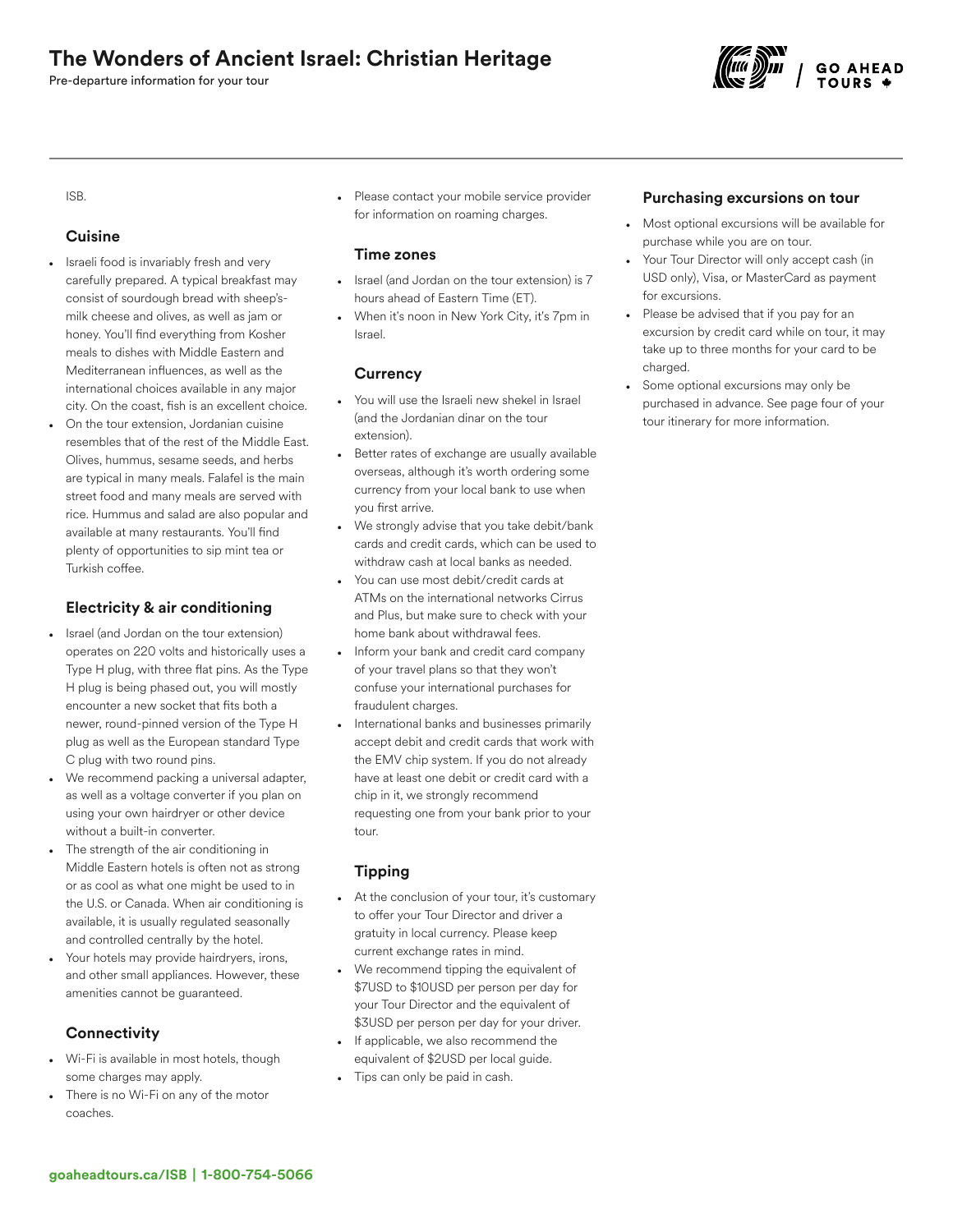ISB.

### Cuisine

- Israeli food is invariably fresh and very carefully prepared. A typical breakfast may consist of sourdough bread with sheep's-milk cheese and olives, as well as jam or honey. You'll find everything from Kosher meals to dishes with Middle Eastern and Mediterranean influences, as well as the international choices available in any major city. On the coast, fish is an excellent choice.
- On the tour extension, Jordanian cuisine resembles that of the rest of the Middle East. Olives, hummus, sesame seeds, and herbs are typical in many meals. Falafel is the main street food and many meals are served with rice. Hummus and salad are also popular and available at many restaurants. You'll find plenty of opportunities to sip mint tea or Turkish coffee.

### Electricity & air conditioning

- Israel (and Jordan on the tour extension) operates on 220 volts and historically uses a Type H plug, with three flat pins. As the Type H plug is being phased out, you will mostly encounter a new socket that fits both a newer, round-pinned version of the Type H plug as well as the European standard Type C plug with two round pins.
- We recommend packing a universal adapter, as well as a voltage converter if you plan on using your own hairdryer or other device without a built-in converter.
- The strength of the air conditioning in Middle Eastern hotels is often not as strong or as cool as what one might be used to in the U.S. or Canada. When air conditioning is available, it is usually regulated seasonally and controlled centrally by the hotel.
- Your hotels may provide hairdryers, irons, and other small appliances. However, these amenities cannot be guaranteed.

### Connectivity

- Wi-Fi is available in most hotels, though some charges may apply.
- There is no Wi-Fi on any of the motor coaches.
- Please contact your mobile service provider for information on roaming charges.

### Time zones

- Israel (and Jordan on the tour extension) is 7 hours ahead of Eastern Time (ET).
- When it's noon in New York City, it's 7pm in Israel.

### Currency

- You will use the Israeli new shekel in Israel (and the Jordanian dinar on the tour extension).
- Better rates of exchange are usually available overseas, although it's worth ordering some currency from your local bank to use when you first arrive.
- We strongly advise that you take debit/bank cards and credit cards, which can be used to withdraw cash at local banks as needed.
- You can use most debit/credit cards at ATMs on the international networks Cirrus and Plus, but make sure to check with your home bank about withdrawal fees.
- Inform your bank and credit card company of your travel plans so that they won't confuse your international purchases for fraudulent charges.
- International banks and businesses primarily accept debit and credit cards that work with the EMV chip system. If you do not already have at least one debit or credit card with a chip in it, we strongly recommend requesting one from your bank prior to your tour.

### Tipping

- At the conclusion of your tour, it's customary to offer your Tour Director and driver a gratuity in local currency. Please keep current exchange rates in mind.
- We recommend tipping the equivalent of \$7USD to \$10USD per person per day for your Tour Director and the equivalent of \$3USD per person per day for your driver.
- If applicable, we also recommend the equivalent of \$2USD per local guide.
- Tips can only be paid in cash.

### Purchasing excursions on tour

- Most optional excursions will be available for purchase while you are on tour.
- Your Tour Director will only accept cash (in USD only), Visa, or MasterCard as payment for excursions.
- Please be advised that if you pay for an excursion by credit card while on tour, it may take up to three months for your card to be charged.
- Some optional excursions may only be purchased in advance. See page four of your tour itinerary for more information.

goaheadtours.ca/ISB | 1-800-754-5066